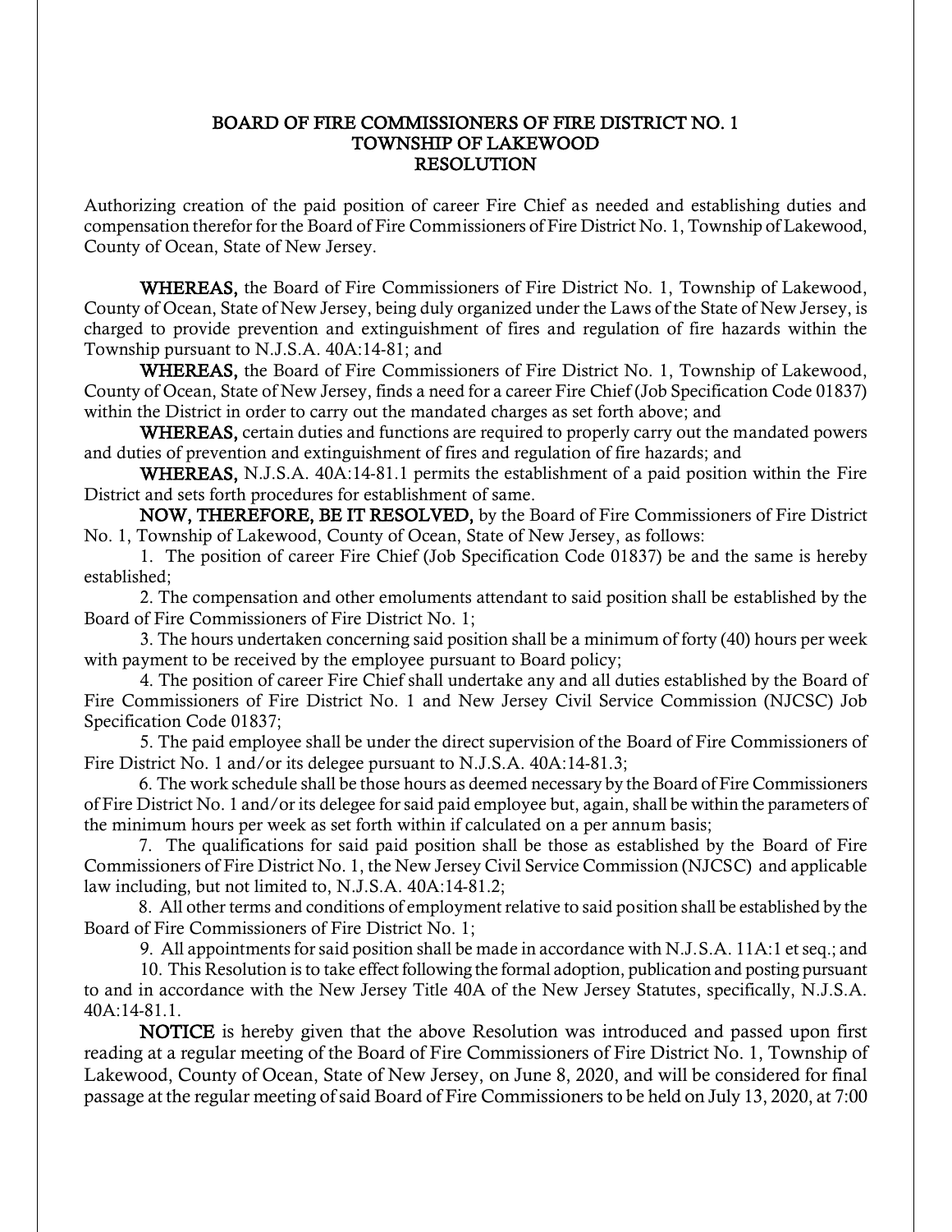# BOARD OF FIRE COMMISSIONERS OF FIRE DISTRICT NO. 1
# TOWNSHIP OF LAKEWOOD
# RESOLUTION

Authorizing creation of the paid position of career Fire Chief as needed and establishing duties and compensation therefor for the Board of Fire Commissioners of Fire District No. 1, Township of Lakewood, County of Ocean, State of New Jersey.

**WHEREAS,** the Board of Fire Commissioners of Fire District No. 1, Township of Lakewood, County of Ocean, State of New Jersey, being duly organized under the Laws of the State of New Jersey, is charged to provide prevention and extinguishment of fires and regulation of fire hazards within the Township pursuant to N.J.S.A. 40A:14-81; and

**WHEREAS,** the Board of Fire Commissioners of Fire District No. 1, Township of Lakewood, County of Ocean, State of New Jersey, finds a need for a career Fire Chief (Job Specification Code 01837) within the District in order to carry out the mandated charges as set forth above; and

**WHEREAS,** certain duties and functions are required to properly carry out the mandated powers and duties of prevention and extinguishment of fires and regulation of fire hazards; and

**WHEREAS,** N.J.S.A. 40A:14-81.1 permits the establishment of a paid position within the Fire District and sets forth procedures for establishment of same.

**NOW, THEREFORE, BE IT RESOLVED,** by the Board of Fire Commissioners of Fire District No. 1, Township of Lakewood, County of Ocean, State of New Jersey, as follows:

1. The position of career Fire Chief (Job Specification Code 01837) be and the same is hereby established;
2. The compensation and other emoluments attendant to said position shall be established by the Board of Fire Commissioners of Fire District No. 1;
3. The hours undertaken concerning said position shall be a minimum of forty (40) hours per week with payment to be received by the employee pursuant to Board policy;
4. The position of career Fire Chief shall undertake any and all duties established by the Board of Fire Commissioners of Fire District No. 1 and New Jersey Civil Service Commission (NJCSC) Job Specification Code 01837;
5. The paid employee shall be under the direct supervision of the Board of Fire Commissioners of Fire District No. 1 and/or its delegee pursuant to N.J.S.A. 40A:14-81.3;
6. The work schedule shall be those hours as deemed necessary by the Board of Fire Commissioners of Fire District No. 1 and/or its delegee for said paid employee but, again, shall be within the parameters of the minimum hours per week as set forth within if calculated on a per annum basis;
7. The qualifications for said paid position shall be those as established by the Board of Fire Commissioners of Fire District No. 1, the New Jersey Civil Service Commission (NJCSC) and applicable law including, but not limited to, N.J.S.A. 40A:14-81.2;
8. All other terms and conditions of employment relative to said position shall be established by the Board of Fire Commissioners of Fire District No. 1;
9. All appointments for said position shall be made in accordance with N.J.S.A. 11A:1 et seq.; and
10. This Resolution is to take effect following the formal adoption, publication and posting pursuant to and in accordance with the New Jersey Title 40A of the New Jersey Statutes, specifically, N.J.S.A. 40A:14-81.1.

**NOTICE** is hereby given that the above Resolution was introduced and passed upon first reading at a regular meeting of the Board of Fire Commissioners of Fire District No. 1, Township of Lakewood, County of Ocean, State of New Jersey, on June 8, 2020, and will be considered for final passage at the regular meeting of said Board of Fire Commissioners to be held on July 13, 2020, at 7:00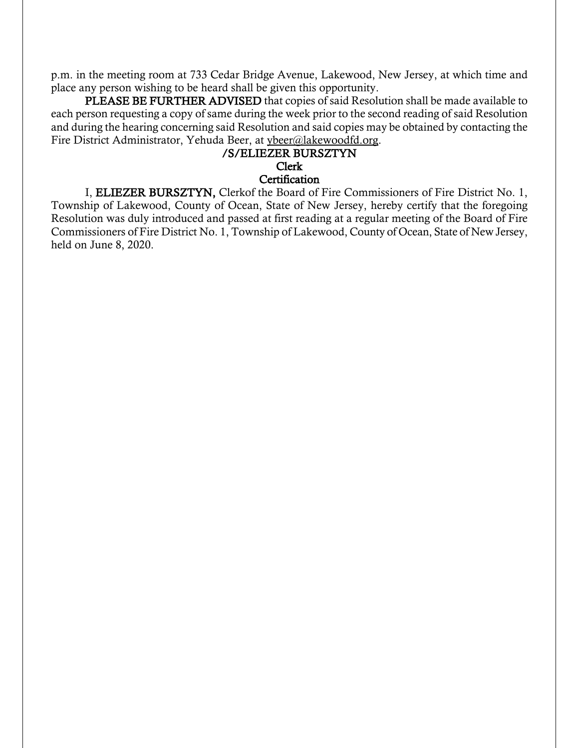p.m. in the meeting room at 733 Cedar Bridge Avenue, Lakewood, New Jersey, at which time and place any person wishing to be heard shall be given this opportunity.

**PLEASE BE FURTHER ADVISED** that copies of said Resolution shall be made available to each person requesting a copy of same during the week prior to the second reading of said Resolution and during the hearing concerning said Resolution and said copies may be obtained by contacting the Fire District Administrator, Yehuda Beer, at ybeer@lakewoodfd.org.

**/S/ELIEZER BURSZTYN**

**Clerk**

**Certification**

I, **ELIEZER BURSZTYN,** Clerkof the Board of Fire Commissioners of Fire District No. 1, Township of Lakewood, County of Ocean, State of New Jersey, hereby certify that the foregoing Resolution was duly introduced and passed at first reading at a regular meeting of the Board of Fire Commissioners of Fire District No. 1, Township of Lakewood, County of Ocean, State of New Jersey, held on June 8, 2020.